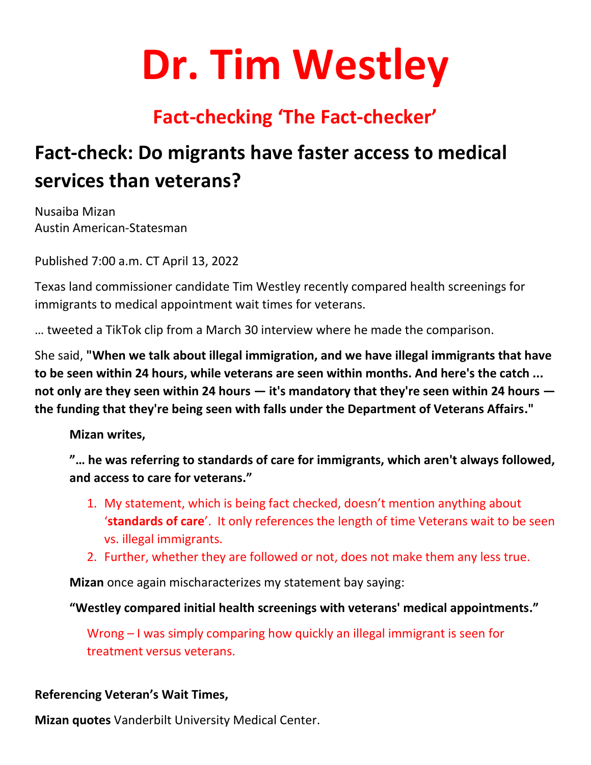# Dr. Tim Westley

## Fact-checking 'The Fact-checker'

## Fact-check: Do migrants have faster access to medical services than veterans?

Nusaiba Mizan
Austin American-Statesman

Published 7:00 a.m. CT April 13, 2022

Texas land commissioner candidate Tim Westley recently compared health screenings for immigrants to medical appointment wait times for veterans.

… tweeted a TikTok clip from a March 30 interview where he made the comparison.

She said, **"When we talk about illegal immigration, and we have illegal immigrants that have to be seen within 24 hours, while veterans are seen within months. And here's the catch ... not only are they seen within 24 hours — it's mandatory that they're seen within 24 hours — the funding that they're being seen with falls under the Department of Veterans Affairs."**

> **Mizan writes,**
>
> **"… he was referring to standards of care for immigrants, which aren't always followed, and access to care for veterans."**
>
> 1. My statement, which is being fact checked, doesn't mention anything about '**standards of care**'. It only references the length of time Veterans wait to be seen vs. illegal immigrants.
> 2. Further, whether they are followed or not, does not make them any less true.
>
> **Mizan** once again mischaracterizes my statement bay saying:
>
> **"Westley compared initial health screenings with veterans' medical appointments."**
>
> Wrong – I was simply comparing how quickly an illegal immigrant is seen for treatment versus veterans.

**Referencing Veteran's Wait Times,**

**Mizan quotes** Vanderbilt University Medical Center.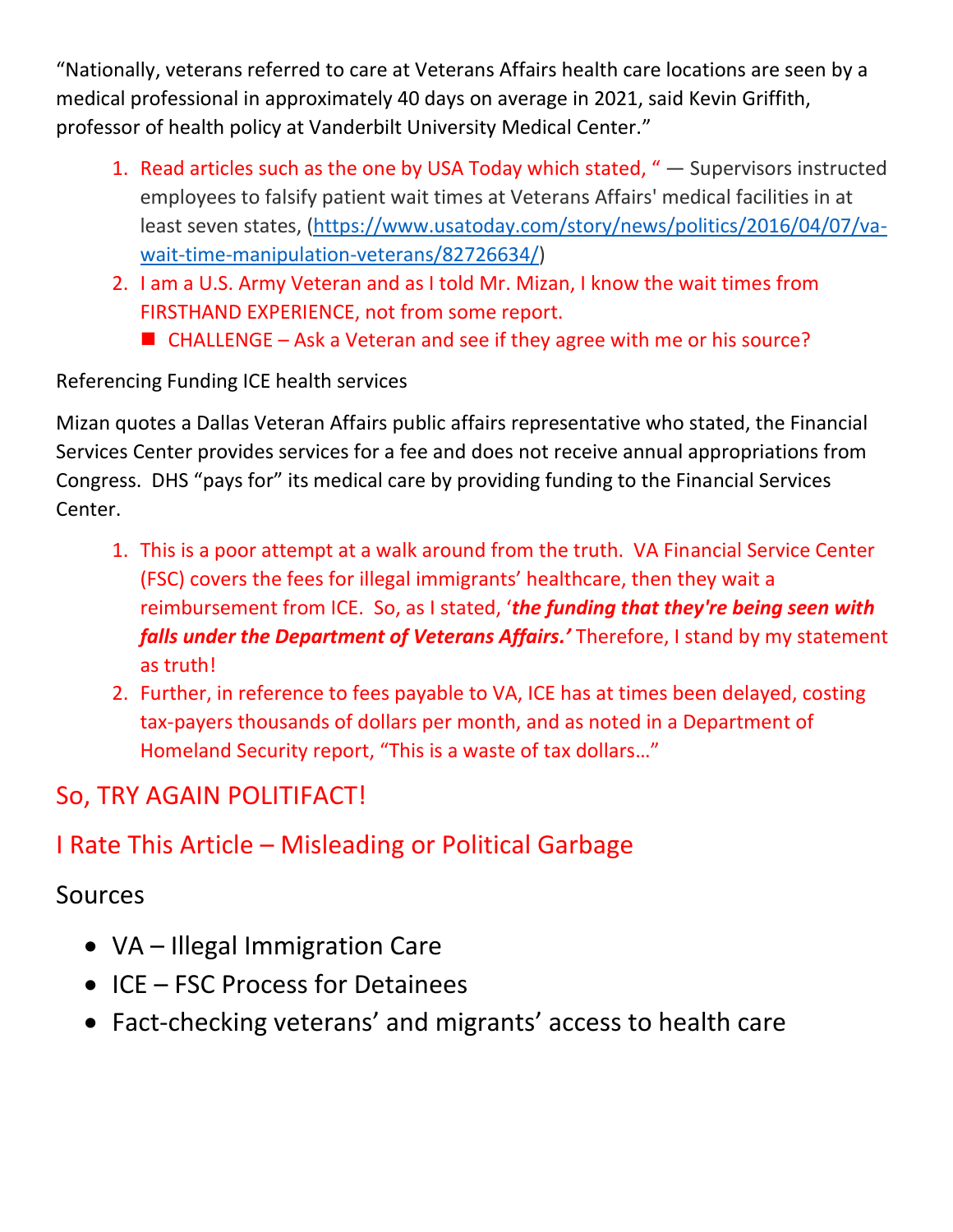"Nationally, veterans referred to care at Veterans Affairs health care locations are seen by a medical professional in approximately 40 days on average in 2021, said Kevin Griffith, professor of health policy at Vanderbilt University Medical Center."

1. Read articles such as the one by USA Today which stated, " — Supervisors instructed employees to falsify patient wait times at Veterans Affairs' medical facilities in at least seven states, (https://www.usatoday.com/story/news/politics/2016/04/07/va-wait-time-manipulation-veterans/82726634/)
2. I am a U.S. Army Veteran and as I told Mr. Mizan, I know the wait times from FIRSTHAND EXPERIENCE, not from some report.
   - CHALLENGE – Ask a Veteran and see if they agree with me or his source?

Referencing Funding ICE health services

Mizan quotes a Dallas Veteran Affairs public affairs representative who stated, the Financial Services Center provides services for a fee and does not receive annual appropriations from Congress. DHS "pays for" its medical care by providing funding to the Financial Services Center.

1. This is a poor attempt at a walk around from the truth. VA Financial Service Center (FSC) covers the fees for illegal immigrants' healthcare, then they wait a reimbursement from ICE. So, as I stated, '***the funding that they're being seen with falls under the Department of Veterans Affairs.'*** Therefore, I stand by my statement as truth!
2. Further, in reference to fees payable to VA, ICE has at times been delayed, costing tax-payers thousands of dollars per month, and as noted in a Department of Homeland Security report, "This is a waste of tax dollars…"

## So, TRY AGAIN POLITIFACT!

## I Rate This Article – Misleading or Political Garbage

## Sources

- VA – Illegal Immigration Care
- ICE – FSC Process for Detainees
- Fact-checking veterans' and migrants' access to health care